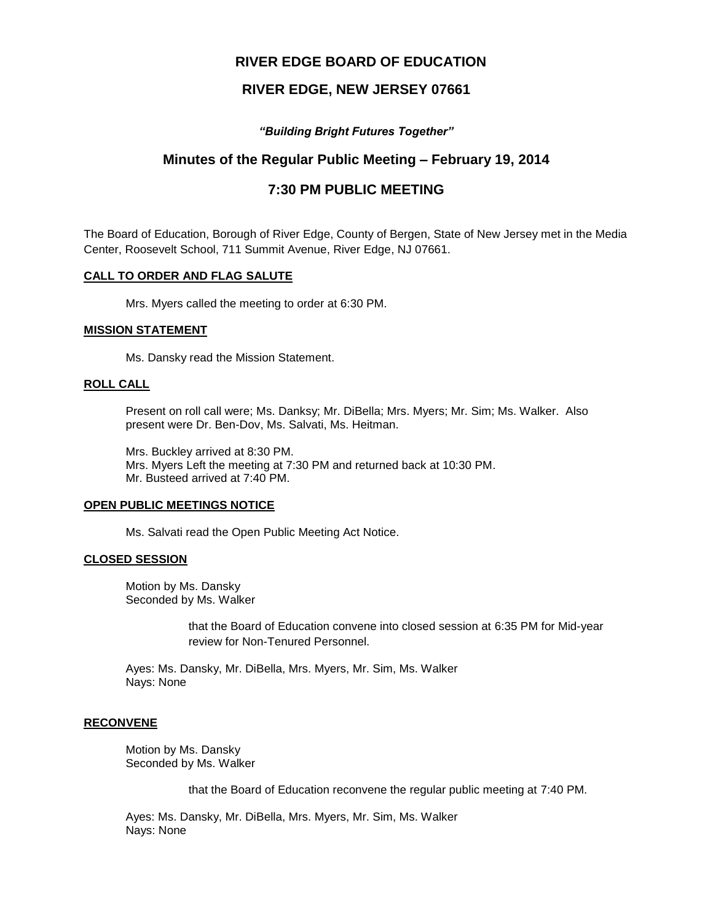# RIVER EDGE BOARD OF EDUCATION

## RIVER EDGE, NEW JERSEY 07661

***"Building Bright Futures Together"***

## Minutes of the Regular Public Meeting – February 19, 2014

## 7:30 PM PUBLIC MEETING

The Board of Education, Borough of River Edge, County of Bergen, State of New Jersey met in the Media Center, Roosevelt School, 711 Summit Avenue, River Edge, NJ 07661.

**CALL TO ORDER AND FLAG SALUTE**

Mrs. Myers called the meeting to order at 6:30 PM.

**MISSION STATEMENT**

Ms. Dansky read the Mission Statement.

**ROLL CALL**

Present on roll call were; Ms. Danksy; Mr. DiBella; Mrs. Myers; Mr. Sim; Ms. Walker. Also present were Dr. Ben-Dov, Ms. Salvati, Ms. Heitman.

Mrs. Buckley arrived at 8:30 PM.
Mrs. Myers Left the meeting at 7:30 PM and returned back at 10:30 PM.
Mr. Busteed arrived at 7:40 PM.

**OPEN PUBLIC MEETINGS NOTICE**

Ms. Salvati read the Open Public Meeting Act Notice.

**CLOSED SESSION**

Motion by Ms. Dansky
Seconded by Ms. Walker

> that the Board of Education convene into closed session at 6:35 PM for Mid-year review for Non-Tenured Personnel.

Ayes: Ms. Dansky, Mr. DiBella, Mrs. Myers, Mr. Sim, Ms. Walker
Nays: None

**RECONVENE**

Motion by Ms. Dansky
Seconded by Ms. Walker

> that the Board of Education reconvene the regular public meeting at 7:40 PM.

Ayes: Ms. Dansky, Mr. DiBella, Mrs. Myers, Mr. Sim, Ms. Walker
Nays: None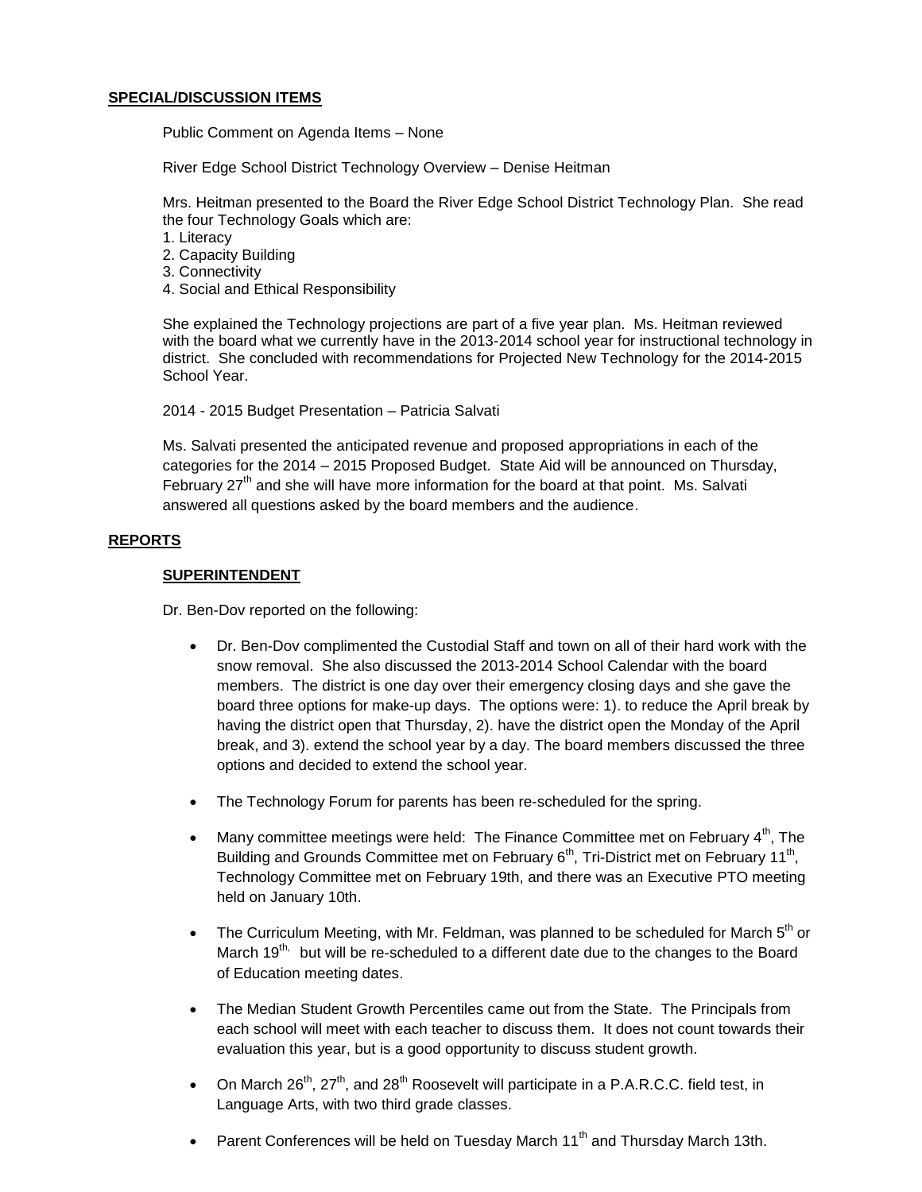**SPECIAL/DISCUSSION ITEMS**

Public Comment on Agenda Items – None

River Edge School District Technology Overview – Denise Heitman

Mrs. Heitman presented to the Board the River Edge School District Technology Plan. She read the four Technology Goals which are:

1. Literacy
2. Capacity Building
3. Connectivity
4. Social and Ethical Responsibility

She explained the Technology projections are part of a five year plan. Ms. Heitman reviewed with the board what we currently have in the 2013-2014 school year for instructional technology in district. She concluded with recommendations for Projected New Technology for the 2014-2015 School Year.

2014 - 2015 Budget Presentation – Patricia Salvati

Ms. Salvati presented the anticipated revenue and proposed appropriations in each of the categories for the 2014 – 2015 Proposed Budget. State Aid will be announced on Thursday, February 27th and she will have more information for the board at that point. Ms. Salvati answered all questions asked by the board members and the audience.

**REPORTS**

**SUPERINTENDENT**

Dr. Ben-Dov reported on the following:

- Dr. Ben-Dov complimented the Custodial Staff and town on all of their hard work with the snow removal. She also discussed the 2013-2014 School Calendar with the board members. The district is one day over their emergency closing days and she gave the board three options for make-up days. The options were: 1). to reduce the April break by having the district open that Thursday, 2). have the district open the Monday of the April break, and 3). extend the school year by a day. The board members discussed the three options and decided to extend the school year.
- The Technology Forum for parents has been re-scheduled for the spring.
- Many committee meetings were held: The Finance Committee met on February 4th, The Building and Grounds Committee met on February 6th, Tri-District met on February 11th, Technology Committee met on February 19th, and there was an Executive PTO meeting held on January 10th.
- The Curriculum Meeting, with Mr. Feldman, was planned to be scheduled for March 5th or March 19th, but will be re-scheduled to a different date due to the changes to the Board of Education meeting dates.
- The Median Student Growth Percentiles came out from the State. The Principals from each school will meet with each teacher to discuss them. It does not count towards their evaluation this year, but is a good opportunity to discuss student growth.
- On March 26th, 27th, and 28th Roosevelt will participate in a P.A.R.C.C. field test, in Language Arts, with two third grade classes.
- Parent Conferences will be held on Tuesday March 11th and Thursday March 13th.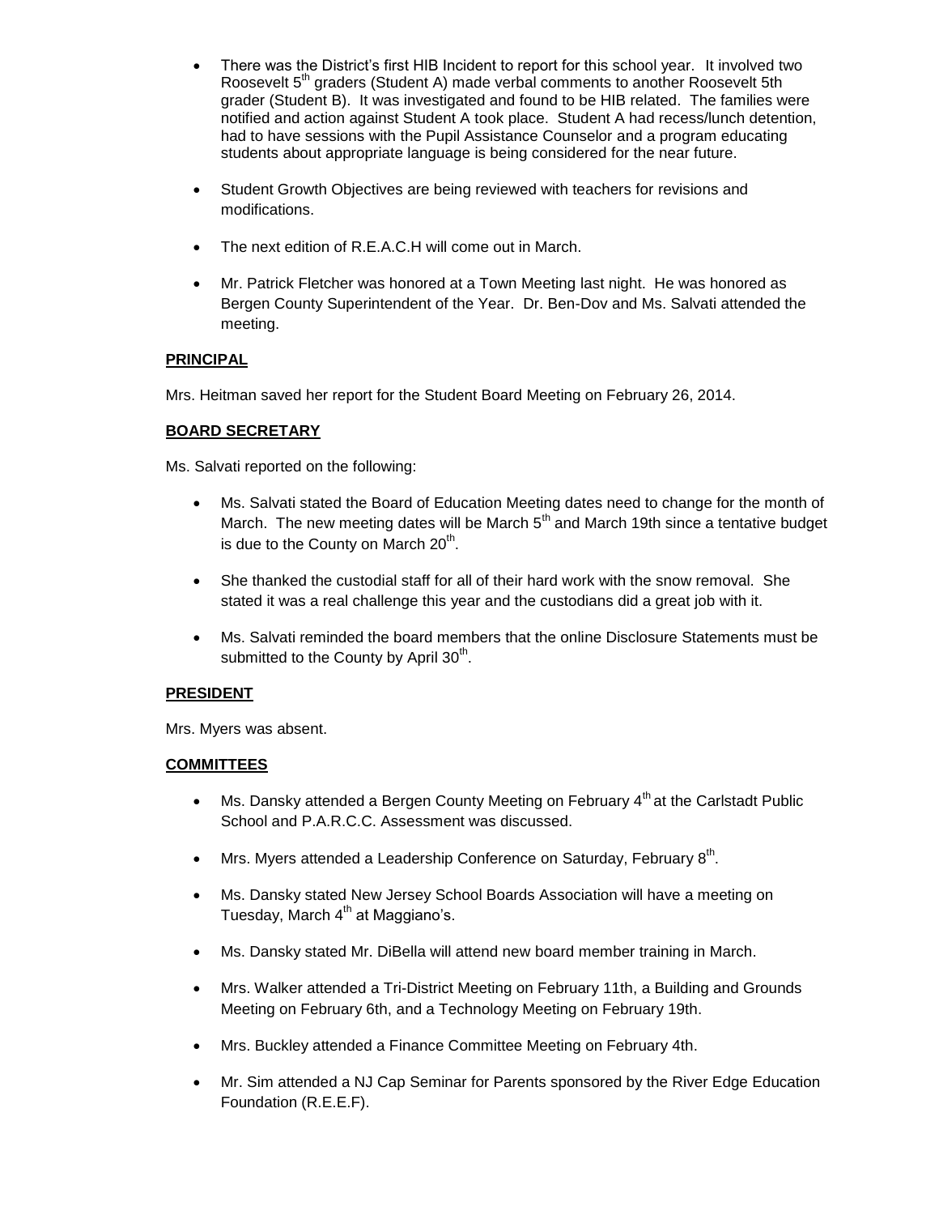- There was the District's first HIB Incident to report for this school year. It involved two Roosevelt 5th graders (Student A) made verbal comments to another Roosevelt 5th grader (Student B). It was investigated and found to be HIB related. The families were notified and action against Student A took place. Student A had recess/lunch detention, had to have sessions with the Pupil Assistance Counselor and a program educating students about appropriate language is being considered for the near future.

- Student Growth Objectives are being reviewed with teachers for revisions and modifications.

- The next edition of R.E.A.C.H will come out in March.

- Mr. Patrick Fletcher was honored at a Town Meeting last night. He was honored as Bergen County Superintendent of the Year. Dr. Ben-Dov and Ms. Salvati attended the meeting.

**PRINCIPAL**

Mrs. Heitman saved her report for the Student Board Meeting on February 26, 2014.

**BOARD SECRETARY**

Ms. Salvati reported on the following:

- Ms. Salvati stated the Board of Education Meeting dates need to change for the month of March. The new meeting dates will be March 5th and March 19th since a tentative budget is due to the County on March 20th.

- She thanked the custodial staff for all of their hard work with the snow removal. She stated it was a real challenge this year and the custodians did a great job with it.

- Ms. Salvati reminded the board members that the online Disclosure Statements must be submitted to the County by April 30th.

**PRESIDENT**

Mrs. Myers was absent.

**COMMITTEES**

- Ms. Dansky attended a Bergen County Meeting on February 4th at the Carlstadt Public School and P.A.R.C.C. Assessment was discussed.

- Mrs. Myers attended a Leadership Conference on Saturday, February 8th.

- Ms. Dansky stated New Jersey School Boards Association will have a meeting on Tuesday, March 4th at Maggiano's.

- Ms. Dansky stated Mr. DiBella will attend new board member training in March.

- Mrs. Walker attended a Tri-District Meeting on February 11th, a Building and Grounds Meeting on February 6th, and a Technology Meeting on February 19th.

- Mrs. Buckley attended a Finance Committee Meeting on February 4th.

- Mr. Sim attended a NJ Cap Seminar for Parents sponsored by the River Edge Education Foundation (R.E.E.F).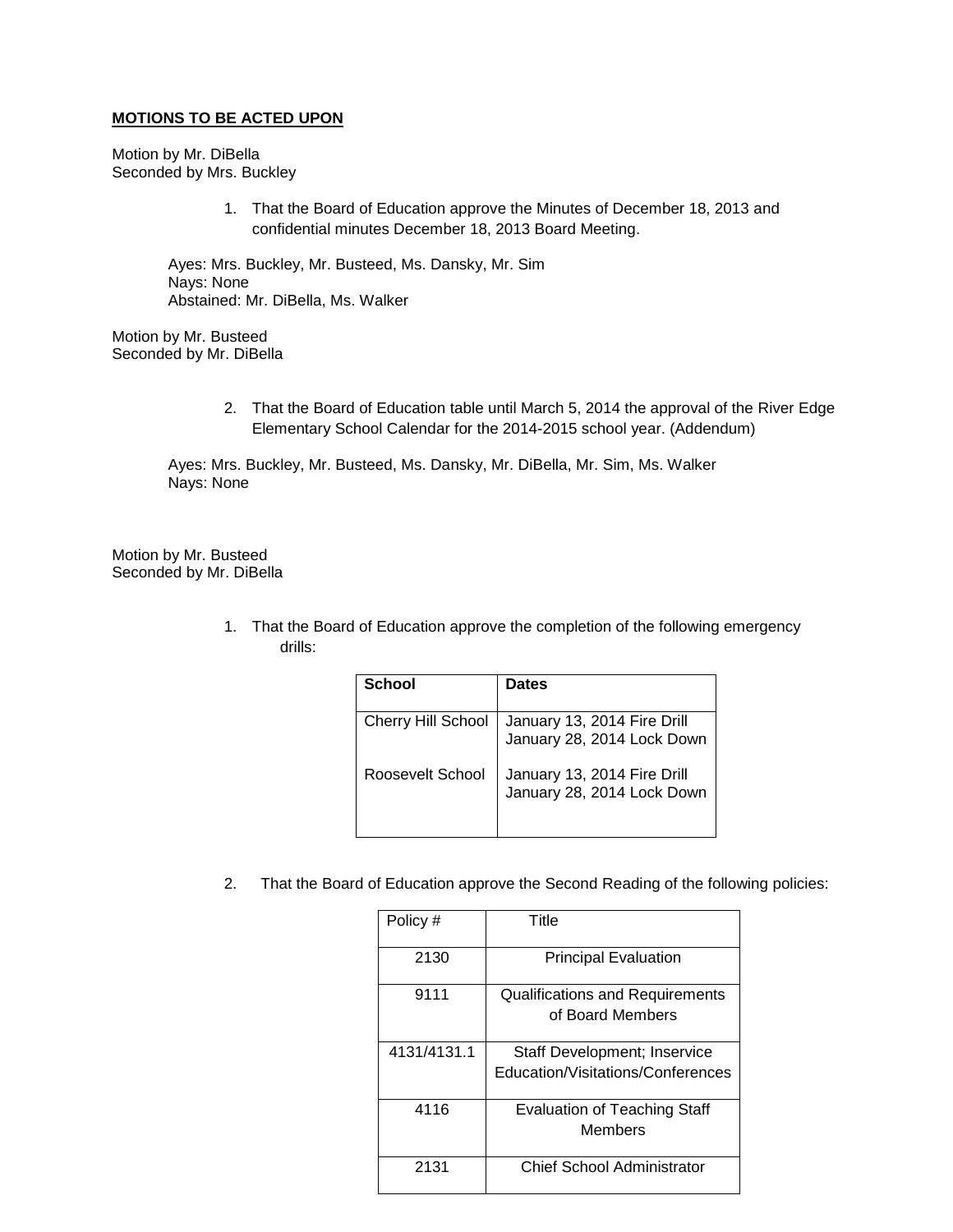**MOTIONS TO BE ACTED UPON**

Motion by Mr. DiBella
Seconded by Mrs. Buckley

1. That the Board of Education approve the Minutes of December 18, 2013 and confidential minutes December 18, 2013 Board Meeting.

Ayes: Mrs. Buckley, Mr. Busteed, Ms. Dansky, Mr. Sim
Nays: None
Abstained: Mr. DiBella, Ms. Walker

Motion by Mr. Busteed
Seconded by Mr. DiBella

2. That the Board of Education table until March 5, 2014 the approval of the River Edge Elementary School Calendar for the 2014-2015 school year. (Addendum)

Ayes: Mrs. Buckley, Mr. Busteed, Ms. Dansky, Mr. DiBella, Mr. Sim, Ms. Walker
Nays: None

Motion by Mr. Busteed
Seconded by Mr. DiBella

1. That the Board of Education approve the completion of the following emergency drills:

| School | Dates |
|---|---|
| Cherry Hill School | January 13, 2014 Fire Drill<br>January 28, 2014 Lock Down |
| Roosevelt School | January 13, 2014 Fire Drill<br>January 28, 2014 Lock Down |

2. That the Board of Education approve the Second Reading of the following policies:

| Policy # | Title |
|---|---|
| 2130 | Principal Evaluation |
| 9111 | Qualifications and Requirements of Board Members |
| 4131/4131.1 | Staff Development; Inservice Education/Visitations/Conferences |
| 4116 | Evaluation of Teaching Staff Members |
| 2131 | Chief School Administrator |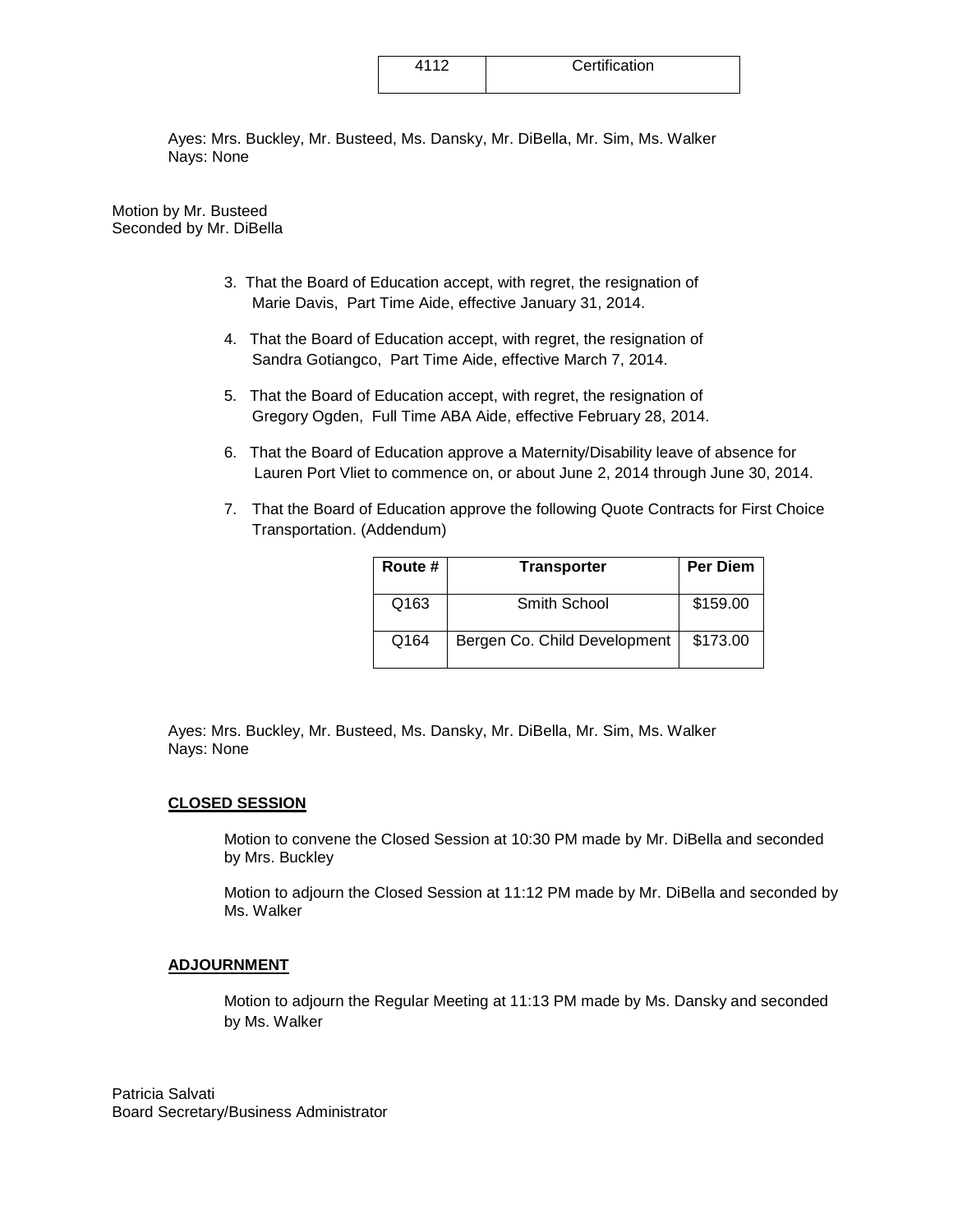| | |
|---|---|
| 4112 | Certification |

Ayes: Mrs. Buckley, Mr. Busteed, Ms. Dansky, Mr. DiBella, Mr. Sim, Ms. Walker
Nays: None

Motion by Mr. Busteed
Seconded by Mr. DiBella

3. That the Board of Education accept, with regret, the resignation of Marie Davis, Part Time Aide, effective January 31, 2014.

4. That the Board of Education accept, with regret, the resignation of Sandra Gotiangco, Part Time Aide, effective March 7, 2014.

5. That the Board of Education accept, with regret, the resignation of Gregory Ogden, Full Time ABA Aide, effective February 28, 2014.

6. That the Board of Education approve a Maternity/Disability leave of absence for Lauren Port Vliet to commence on, or about June 2, 2014 through June 30, 2014.

7. That the Board of Education approve the following Quote Contracts for First Choice Transportation. (Addendum)

| Route # | Transporter | Per Diem |
|---|---|---|
| Q163 | Smith School | $159.00 |
| Q164 | Bergen Co. Child Development | $173.00 |

Ayes: Mrs. Buckley, Mr. Busteed, Ms. Dansky, Mr. DiBella, Mr. Sim, Ms. Walker
Nays: None

**CLOSED SESSION**

Motion to convene the Closed Session at 10:30 PM made by Mr. DiBella and seconded by Mrs. Buckley

Motion to adjourn the Closed Session at 11:12 PM made by Mr. DiBella and seconded by Ms. Walker

**ADJOURNMENT**

Motion to adjourn the Regular Meeting at 11:13 PM made by Ms. Dansky and seconded by Ms. Walker

Patricia Salvati
Board Secretary/Business Administrator